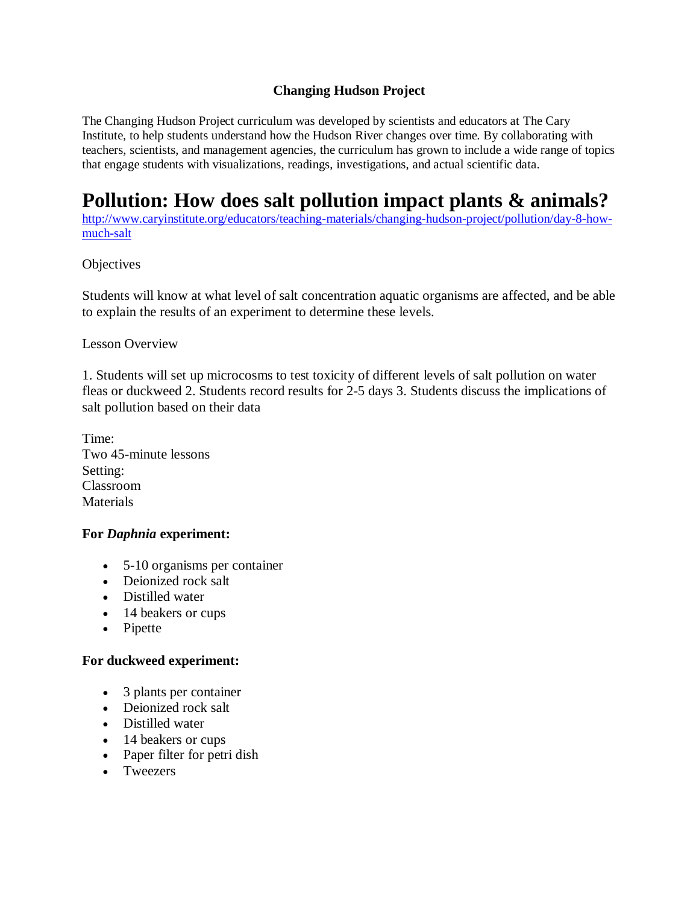**Changing Hudson Project**

The Changing Hudson Project curriculum was developed by scientists and educators at The Cary Institute, to help students understand how the Hudson River changes over time. By collaborating with teachers, scientists, and management agencies, the curriculum has grown to include a wide range of topics that engage students with visualizations, readings, investigations, and actual scientific data.

# Pollution: How does salt pollution impact plants & animals?

http://www.caryinstitute.org/educators/teaching-materials/changing-hudson-project/pollution/day-8-how-much-salt

Objectives

Students will know at what level of salt concentration aquatic organisms are affected, and be able to explain the results of an experiment to determine these levels.

Lesson Overview

1. Students will set up microcosms to test toxicity of different levels of salt pollution on water fleas or duckweed 2. Students record results for 2-5 days 3. Students discuss the implications of salt pollution based on their data

Time:
Two 45-minute lessons
Setting:
Classroom
Materials

**For *Daphnia* experiment:**

- 5-10 organisms per container
- Deionized rock salt
- Distilled water
- 14 beakers or cups
- Pipette

**For duckweed experiment:**

- 3 plants per container
- Deionized rock salt
- Distilled water
- 14 beakers or cups
- Paper filter for petri dish
- Tweezers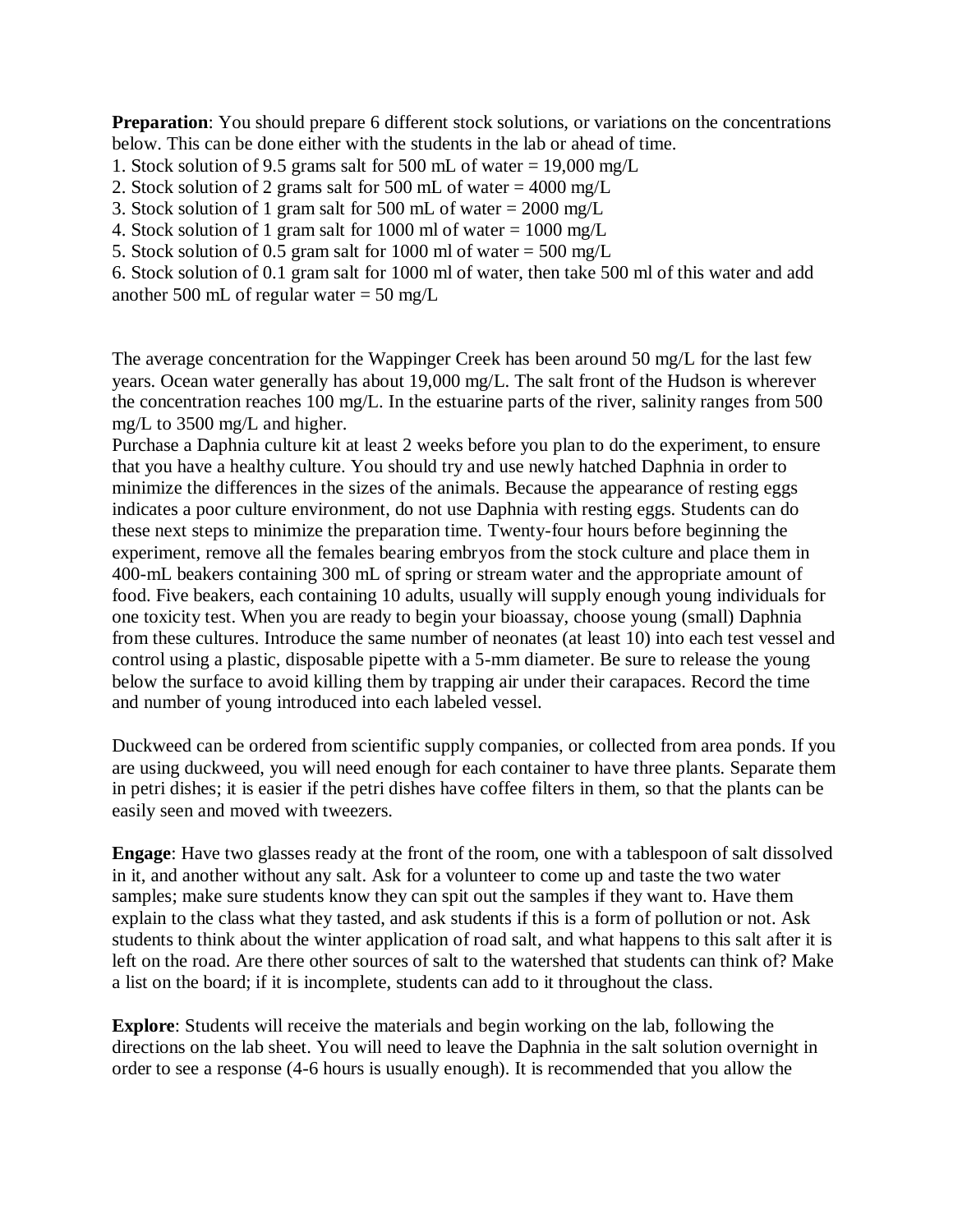**Preparation**: You should prepare 6 different stock solutions, or variations on the concentrations below. This can be done either with the students in the lab or ahead of time.

1. Stock solution of 9.5 grams salt for 500 mL of water = 19,000 mg/L
2. Stock solution of 2 grams salt for 500 mL of water = 4000 mg/L
3. Stock solution of 1 gram salt for 500 mL of water = 2000 mg/L
4. Stock solution of 1 gram salt for 1000 ml of water = 1000 mg/L
5. Stock solution of 0.5 gram salt for 1000 ml of water = 500 mg/L
6. Stock solution of 0.1 gram salt for 1000 ml of water, then take 500 ml of this water and add another 500 mL of regular water = 50 mg/L

The average concentration for the Wappinger Creek has been around 50 mg/L for the last few years. Ocean water generally has about 19,000 mg/L. The salt front of the Hudson is wherever the concentration reaches 100 mg/L. In the estuarine parts of the river, salinity ranges from 500 mg/L to 3500 mg/L and higher.

Purchase a Daphnia culture kit at least 2 weeks before you plan to do the experiment, to ensure that you have a healthy culture. You should try and use newly hatched Daphnia in order to minimize the differences in the sizes of the animals. Because the appearance of resting eggs indicates a poor culture environment, do not use Daphnia with resting eggs. Students can do these next steps to minimize the preparation time. Twenty-four hours before beginning the experiment, remove all the females bearing embryos from the stock culture and place them in 400-mL beakers containing 300 mL of spring or stream water and the appropriate amount of food. Five beakers, each containing 10 adults, usually will supply enough young individuals for one toxicity test. When you are ready to begin your bioassay, choose young (small) Daphnia from these cultures. Introduce the same number of neonates (at least 10) into each test vessel and control using a plastic, disposable pipette with a 5-mm diameter. Be sure to release the young below the surface to avoid killing them by trapping air under their carapaces. Record the time and number of young introduced into each labeled vessel.

Duckweed can be ordered from scientific supply companies, or collected from area ponds. If you are using duckweed, you will need enough for each container to have three plants. Separate them in petri dishes; it is easier if the petri dishes have coffee filters in them, so that the plants can be easily seen and moved with tweezers.

**Engage**: Have two glasses ready at the front of the room, one with a tablespoon of salt dissolved in it, and another without any salt. Ask for a volunteer to come up and taste the two water samples; make sure students know they can spit out the samples if they want to. Have them explain to the class what they tasted, and ask students if this is a form of pollution or not. Ask students to think about the winter application of road salt, and what happens to this salt after it is left on the road. Are there other sources of salt to the watershed that students can think of? Make a list on the board; if it is incomplete, students can add to it throughout the class.

**Explore**: Students will receive the materials and begin working on the lab, following the directions on the lab sheet. You will need to leave the Daphnia in the salt solution overnight in order to see a response (4-6 hours is usually enough). It is recommended that you allow the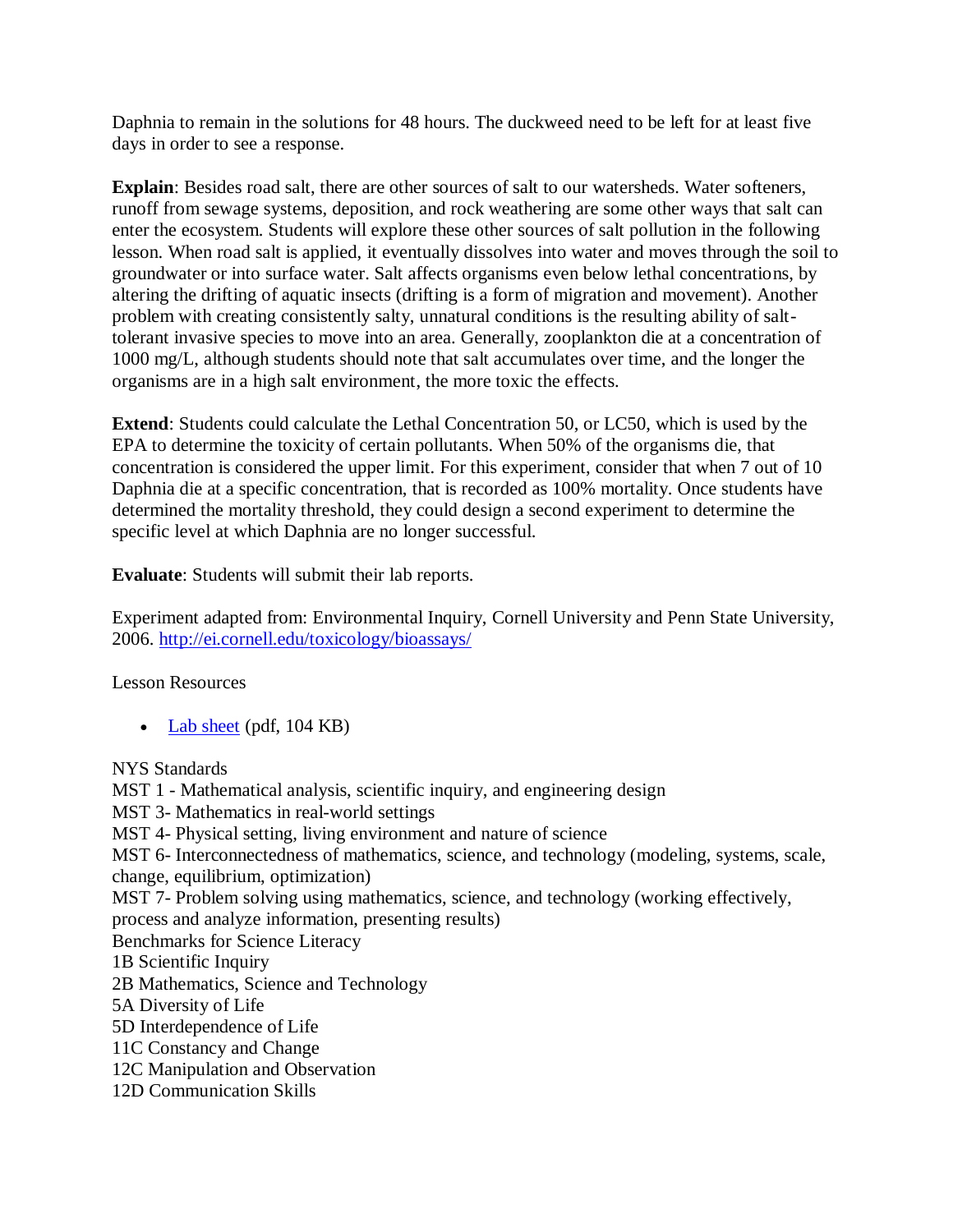Daphnia to remain in the solutions for 48 hours. The duckweed need to be left for at least five days in order to see a response.

**Explain**: Besides road salt, there are other sources of salt to our watersheds. Water softeners, runoff from sewage systems, deposition, and rock weathering are some other ways that salt can enter the ecosystem. Students will explore these other sources of salt pollution in the following lesson. When road salt is applied, it eventually dissolves into water and moves through the soil to groundwater or into surface water. Salt affects organisms even below lethal concentrations, by altering the drifting of aquatic insects (drifting is a form of migration and movement). Another problem with creating consistently salty, unnatural conditions is the resulting ability of salt-tolerant invasive species to move into an area. Generally, zooplankton die at a concentration of 1000 mg/L, although students should note that salt accumulates over time, and the longer the organisms are in a high salt environment, the more toxic the effects.

**Extend**: Students could calculate the Lethal Concentration 50, or LC50, which is used by the EPA to determine the toxicity of certain pollutants. When 50% of the organisms die, that concentration is considered the upper limit. For this experiment, consider that when 7 out of 10 Daphnia die at a specific concentration, that is recorded as 100% mortality. Once students have determined the mortality threshold, they could design a second experiment to determine the specific level at which Daphnia are no longer successful.

**Evaluate**: Students will submit their lab reports.

Experiment adapted from: Environmental Inquiry, Cornell University and Penn State University, 2006. http://ei.cornell.edu/toxicology/bioassays/

Lesson Resources

- Lab sheet (pdf, 104 KB)

NYS Standards
MST 1 - Mathematical analysis, scientific inquiry, and engineering design
MST 3- Mathematics in real-world settings
MST 4- Physical setting, living environment and nature of science
MST 6- Interconnectedness of mathematics, science, and technology (modeling, systems, scale, change, equilibrium, optimization)
MST 7- Problem solving using mathematics, science, and technology (working effectively, process and analyze information, presenting results)
Benchmarks for Science Literacy
1B Scientific Inquiry
2B Mathematics, Science and Technology
5A Diversity of Life
5D Interdependence of Life
11C Constancy and Change
12C Manipulation and Observation
12D Communication Skills